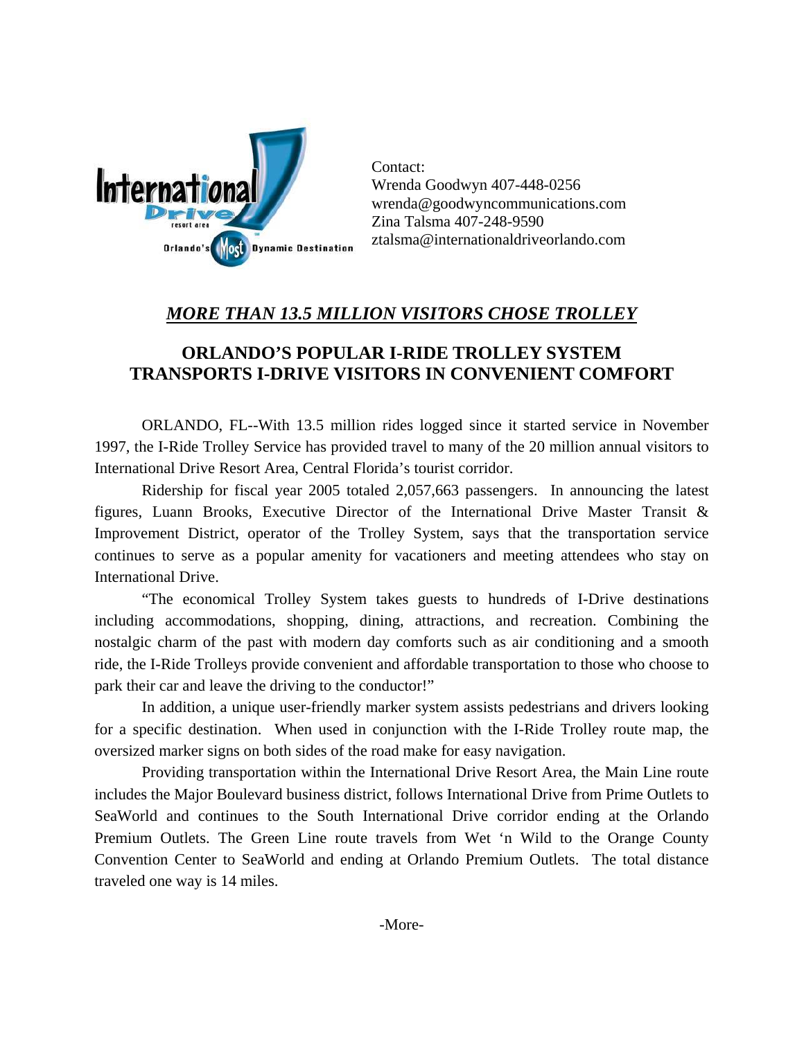Contact:
Wrenda Goodwyn 407-448-0256
wrenda@goodwyncommunications.com
Zina Talsma 407-248-9590
ztalsma@internationaldriveorlando.com

## *MORE THAN 13.5 MILLION VISITORS CHOSE TROLLEY*

## ORLANDO'S POPULAR I-RIDE TROLLEY SYSTEM TRANSPORTS I-DRIVE VISITORS IN CONVENIENT COMFORT

ORLANDO, FL--With 13.5 million rides logged since it started service in November 1997, the I-Ride Trolley Service has provided travel to many of the 20 million annual visitors to International Drive Resort Area, Central Florida's tourist corridor.

Ridership for fiscal year 2005 totaled 2,057,663 passengers. In announcing the latest figures, Luann Brooks, Executive Director of the International Drive Master Transit & Improvement District, operator of the Trolley System, says that the transportation service continues to serve as a popular amenity for vacationers and meeting attendees who stay on International Drive.

"The economical Trolley System takes guests to hundreds of I-Drive destinations including accommodations, shopping, dining, attractions, and recreation. Combining the nostalgic charm of the past with modern day comforts such as air conditioning and a smooth ride, the I-Ride Trolleys provide convenient and affordable transportation to those who choose to park their car and leave the driving to the conductor!"

In addition, a unique user-friendly marker system assists pedestrians and drivers looking for a specific destination. When used in conjunction with the I-Ride Trolley route map, the oversized marker signs on both sides of the road make for easy navigation.

Providing transportation within the International Drive Resort Area, the Main Line route includes the Major Boulevard business district, follows International Drive from Prime Outlets to SeaWorld and continues to the South International Drive corridor ending at the Orlando Premium Outlets. The Green Line route travels from Wet 'n Wild to the Orange County Convention Center to SeaWorld and ending at Orlando Premium Outlets. The total distance traveled one way is 14 miles.

-More-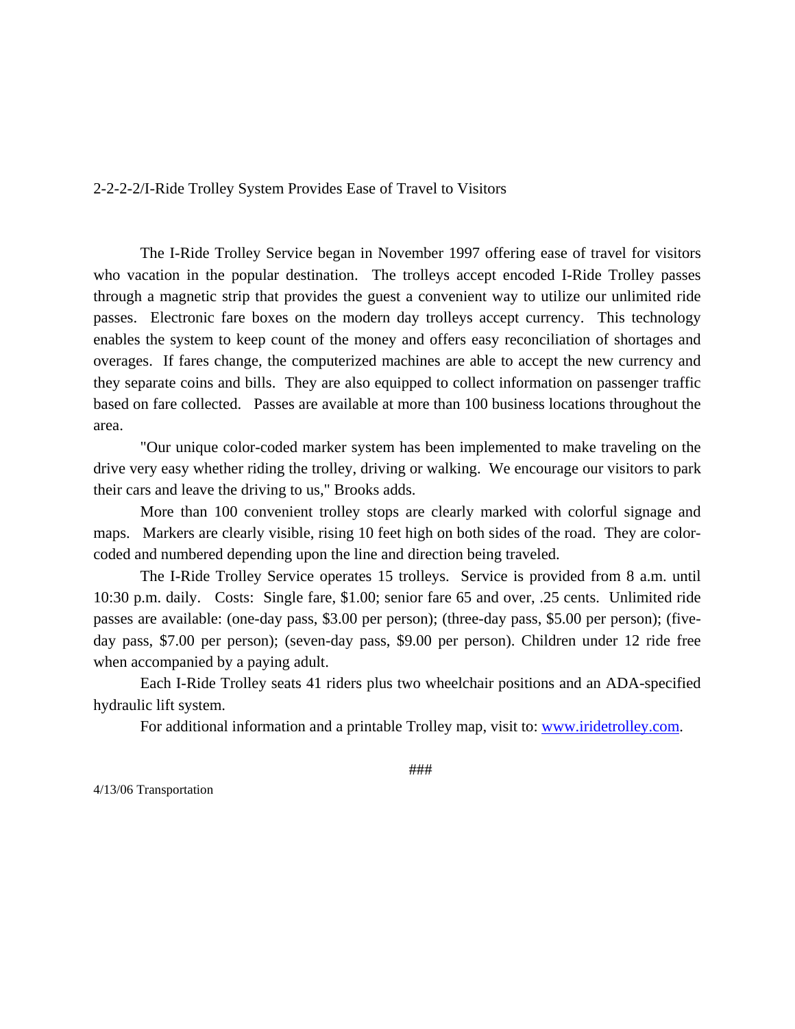2-2-2-2/I-Ride Trolley System Provides Ease of Travel to Visitors

The I-Ride Trolley Service began in November 1997 offering ease of travel for visitors who vacation in the popular destination. The trolleys accept encoded I-Ride Trolley passes through a magnetic strip that provides the guest a convenient way to utilize our unlimited ride passes. Electronic fare boxes on the modern day trolleys accept currency. This technology enables the system to keep count of the money and offers easy reconciliation of shortages and overages. If fares change, the computerized machines are able to accept the new currency and they separate coins and bills. They are also equipped to collect information on passenger traffic based on fare collected. Passes are available at more than 100 business locations throughout the area.

"Our unique color-coded marker system has been implemented to make traveling on the drive very easy whether riding the trolley, driving or walking. We encourage our visitors to park their cars and leave the driving to us," Brooks adds.

More than 100 convenient trolley stops are clearly marked with colorful signage and maps. Markers are clearly visible, rising 10 feet high on both sides of the road. They are color-coded and numbered depending upon the line and direction being traveled.

The I-Ride Trolley Service operates 15 trolleys. Service is provided from 8 a.m. until 10:30 p.m. daily. Costs: Single fare, $1.00; senior fare 65 and over, .25 cents. Unlimited ride passes are available: (one-day pass, $3.00 per person); (three-day pass, $5.00 per person); (five-day pass, $7.00 per person); (seven-day pass, $9.00 per person). Children under 12 ride free when accompanied by a paying adult.

Each I-Ride Trolley seats 41 riders plus two wheelchair positions and an ADA-specified hydraulic lift system.

For additional information and a printable Trolley map, visit to: [www.iridetrolley.com](http://www.iridetrolley.com).

###

4/13/06 Transportation